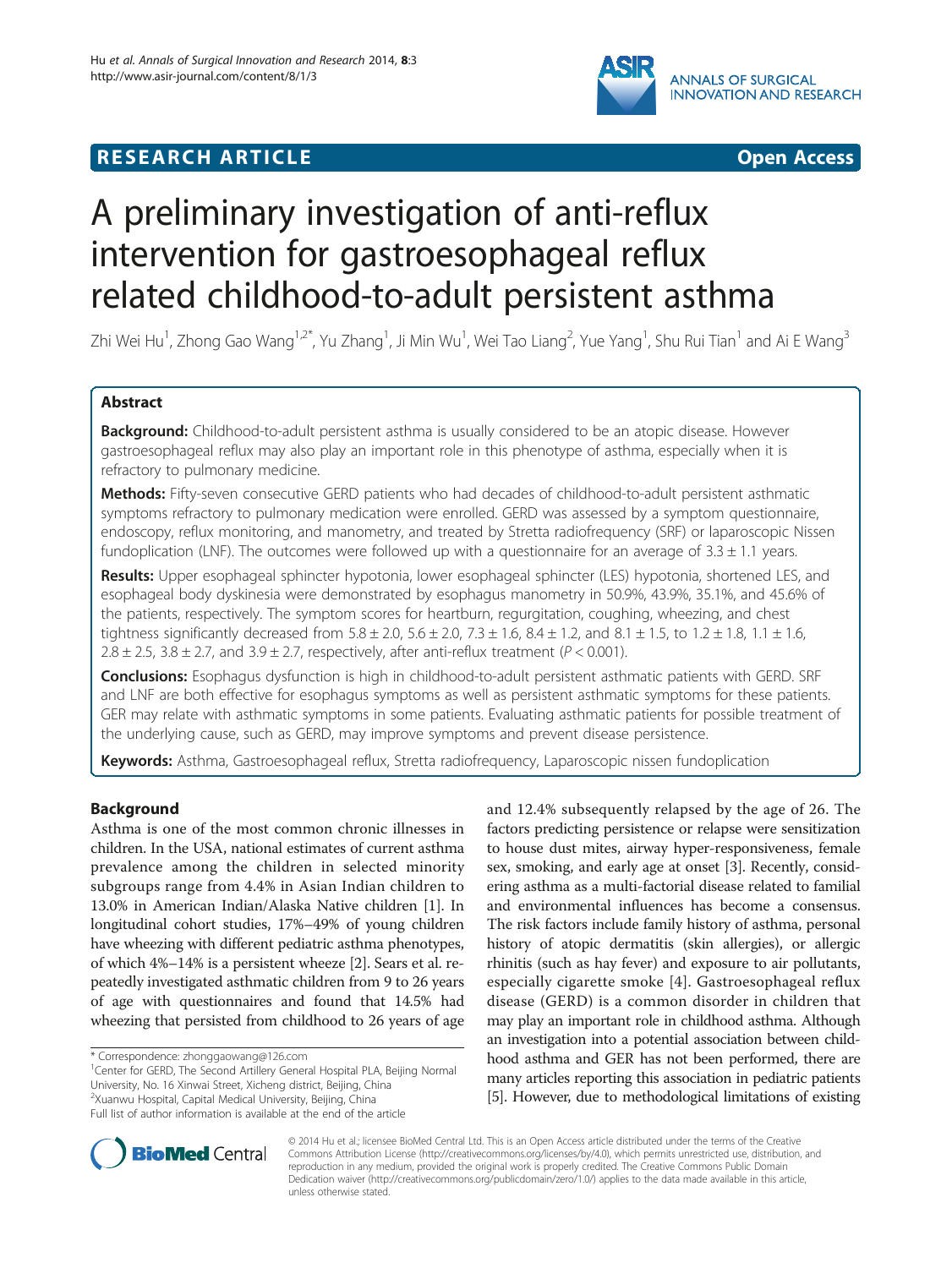**RESEARCH ARTICLE** **Open Access**

# A preliminary investigation of anti-reflux intervention for gastroesophageal reflux related childhood-to-adult persistent asthma

Zhi Wei Hu[1], Zhong Gao Wang[1,2*], Yu Zhang[1], Ji Min Wu[1], Wei Tao Liang[2], Yue Yang[1], Shu Rui Tian[1] and Ai E Wang[3]

## Abstract

**Background:** Childhood-to-adult persistent asthma is usually considered to be an atopic disease. However gastroesophageal reflux may also play an important role in this phenotype of asthma, especially when it is refractory to pulmonary medicine.

**Methods:** Fifty-seven consecutive GERD patients who had decades of childhood-to-adult persistent asthmatic symptoms refractory to pulmonary medication were enrolled. GERD was assessed by a symptom questionnaire, endoscopy, reflux monitoring, and manometry, and treated by Stretta radiofrequency (SRF) or laparoscopic Nissen fundoplication (LNF). The outcomes were followed up with a questionnaire for an average of $3.3 \pm 1.1$ years.

**Results:** Upper esophageal sphincter hypotonia, lower esophageal sphincter (LES) hypotonia, shortened LES, and esophageal body dyskinesia were demonstrated by esophagus manometry in 50.9%, 43.9%, 35.1%, and 45.6% of the patients, respectively. The symptom scores for heartburn, regurgitation, coughing, wheezing, and chest tightness significantly decreased from $5.8 \pm 2.0$, $5.6 \pm 2.0$, $7.3 \pm 1.6$, $8.4 \pm 1.2$, and $8.1 \pm 1.5$, to $1.2 \pm 1.8$, $1.1 \pm 1.6$, $2.8 \pm 2.5$, $3.8 \pm 2.7$, and $3.9 \pm 2.7$, respectively, after anti-reflux treatment ($P < 0.001$).

**Conclusions:** Esophagus dysfunction is high in childhood-to-adult persistent asthmatic patients with GERD. SRF and LNF are both effective for esophagus symptoms as well as persistent asthmatic symptoms for these patients. GER may relate with asthmatic symptoms in some patients. Evaluating asthmatic patients for possible treatment of the underlying cause, such as GERD, may improve symptoms and prevent disease persistence.

**Keywords:** Asthma, Gastroesophageal reflux, Stretta radiofrequency, Laparoscopic nissen fundoplication

## Background

Asthma is one of the most common chronic illnesses in children. In the USA, national estimates of current asthma prevalence among the children in selected minority subgroups range from 4.4% in Asian Indian children to 13.0% in American Indian/Alaska Native children [1]. In longitudinal cohort studies, 17%–49% of young children have wheezing with different pediatric asthma phenotypes, of which 4%–14% is a persistent wheeze [2]. Sears et al. repeatedly investigated asthmatic children from 9 to 26 years of age with questionnaires and found that 14.5% had wheezing that persisted from childhood to 26 years of age and 12.4% subsequently relapsed by the age of 26. The factors predicting persistence or relapse were sensitization to house dust mites, airway hyper-responsiveness, female sex, smoking, and early age at onset [3]. Recently, considering asthma as a multi-factorial disease related to familial and environmental influences has become a consensus. The risk factors include family history of asthma, personal history of atopic dermatitis (skin allergies), or allergic rhinitis (such as hay fever) and exposure to air pollutants, especially cigarette smoke [4]. Gastroesophageal reflux disease (GERD) is a common disorder in children that may play an important role in childhood asthma. Although an investigation into a potential association between childhood asthma and GER has not been performed, there are many articles reporting this association in pediatric patients [5]. However, due to methodological limitations of existing

\* Correspondence: zhonggaowang@126.com
[1]Center for GERD, The Second Artillery General Hospital PLA, Beijing Normal University, No. 16 Xinwai Street, Xicheng district, Beijing, China
[2]Xuanwu Hospital, Capital Medical University, Beijing, China
Full list of author information is available at the end of the article

© 2014 Hu et al.; licensee BioMed Central Ltd. This is an Open Access article distributed under the terms of the Creative Commons Attribution License (http://creativecommons.org/licenses/by/4.0), which permits unrestricted use, distribution, and reproduction in any medium, provided the original work is properly credited. The Creative Commons Public Domain Dedication waiver (http://creativecommons.org/publicdomain/zero/1.0/) applies to the data made available in this article, unless otherwise stated.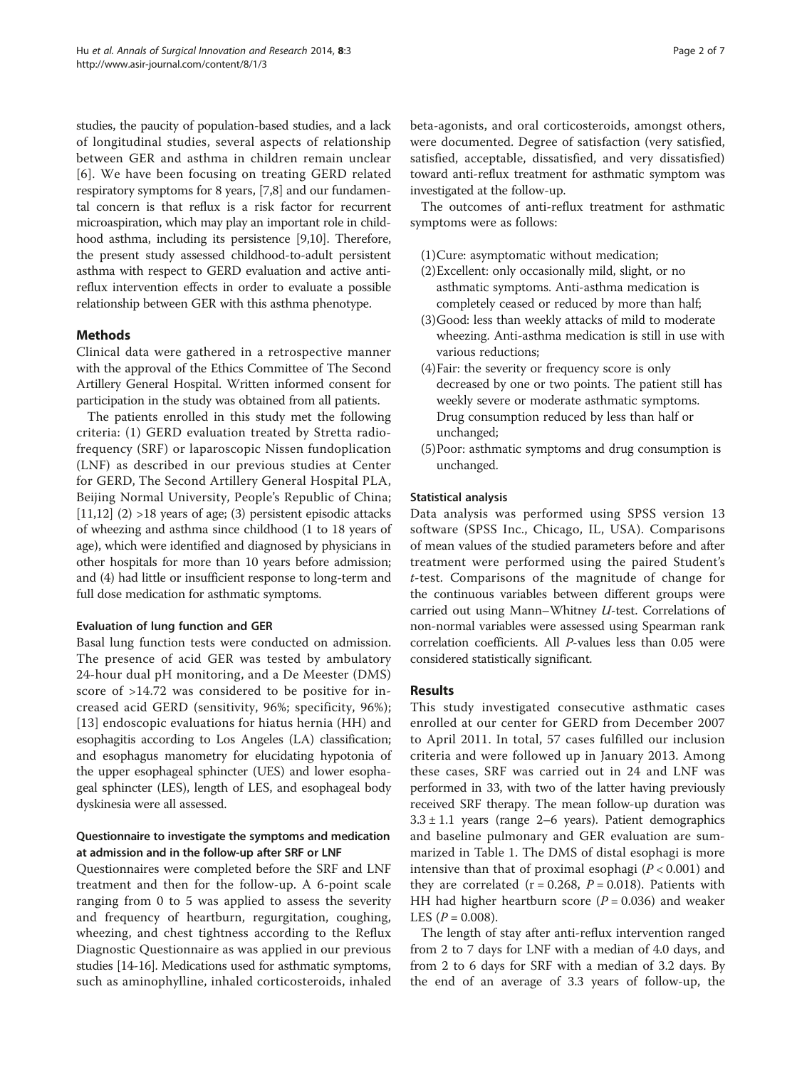studies, the paucity of population-based studies, and a lack of longitudinal studies, several aspects of relationship between GER and asthma in children remain unclear [6]. We have been focusing on treating GERD related respiratory symptoms for 8 years, [7,8] and our fundamental concern is that reflux is a risk factor for recurrent microaspiration, which may play an important role in childhood asthma, including its persistence [9,10]. Therefore, the present study assessed childhood-to-adult persistent asthma with respect to GERD evaluation and active anti-reflux intervention effects in order to evaluate a possible relationship between GER with this asthma phenotype.

## Methods

Clinical data were gathered in a retrospective manner with the approval of the Ethics Committee of The Second Artillery General Hospital. Written informed consent for participation in the study was obtained from all patients.

The patients enrolled in this study met the following criteria: (1) GERD evaluation treated by Stretta radiofrequency (SRF) or laparoscopic Nissen fundoplication (LNF) as described in our previous studies at Center for GERD, The Second Artillery General Hospital PLA, Beijing Normal University, People's Republic of China; [11,12] (2) >18 years of age; (3) persistent episodic attacks of wheezing and asthma since childhood (1 to 18 years of age), which were identified and diagnosed by physicians in other hospitals for more than 10 years before admission; and (4) had little or insufficient response to long-term and full dose medication for asthmatic symptoms.

### Evaluation of lung function and GER

Basal lung function tests were conducted on admission. The presence of acid GER was tested by ambulatory 24-hour dual pH monitoring, and a De Meester (DMS) score of >14.72 was considered to be positive for increased acid GERD (sensitivity, 96%; specificity, 96%); [13] endoscopic evaluations for hiatus hernia (HH) and esophagitis according to Los Angeles (LA) classification; and esophagus manometry for elucidating hypotonia of the upper esophageal sphincter (UES) and lower esophageal sphincter (LES), length of LES, and esophageal body dyskinesia were all assessed.

### Questionnaire to investigate the symptoms and medication at admission and in the follow-up after SRF or LNF

Questionnaires were completed before the SRF and LNF treatment and then for the follow-up. A 6-point scale ranging from 0 to 5 was applied to assess the severity and frequency of heartburn, regurgitation, coughing, wheezing, and chest tightness according to the Reflux Diagnostic Questionnaire as was applied in our previous studies [14-16]. Medications used for asthmatic symptoms, such as aminophylline, inhaled corticosteroids, inhaled beta-agonists, and oral corticosteroids, amongst others, were documented. Degree of satisfaction (very satisfied, satisfied, acceptable, dissatisfied, and very dissatisfied) toward anti-reflux treatment for asthmatic symptom was investigated at the follow-up.

The outcomes of anti-reflux treatment for asthmatic symptoms were as follows:

(1) Cure: asymptomatic without medication;
(2) Excellent: only occasionally mild, slight, or no asthmatic symptoms. Anti-asthma medication is completely ceased or reduced by more than half;
(3) Good: less than weekly attacks of mild to moderate wheezing. Anti-asthma medication is still in use with various reductions;
(4) Fair: the severity or frequency score is only decreased by one or two points. The patient still has weekly severe or moderate asthmatic symptoms. Drug consumption reduced by less than half or unchanged;
(5) Poor: asthmatic symptoms and drug consumption is unchanged.

### Statistical analysis

Data analysis was performed using SPSS version 13 software (SPSS Inc., Chicago, IL, USA). Comparisons of mean values of the studied parameters before and after treatment were performed using the paired Student's *t*-test. Comparisons of the magnitude of change for the continuous variables between different groups were carried out using Mann–Whitney *U*-test. Correlations of non-normal variables were assessed using Spearman rank correlation coefficients. All *P*-values less than 0.05 were considered statistically significant.

## Results

This study investigated consecutive asthmatic cases enrolled at our center for GERD from December 2007 to April 2011. In total, 57 cases fulfilled our inclusion criteria and were followed up in January 2013. Among these cases, SRF was carried out in 24 and LNF was performed in 33, with two of the latter having previously received SRF therapy. The mean follow-up duration was $3.3 \pm 1.1$ years (range 2–6 years). Patient demographics and baseline pulmonary and GER evaluation are summarized in Table 1. The DMS of distal esophagi is more intensive than that of proximal esophagi ($P < 0.001$) and they are correlated ($r = 0.268$, $P = 0.018$). Patients with HH had higher heartburn score ($P = 0.036$) and weaker LES ($P = 0.008$).

The length of stay after anti-reflux intervention ranged from 2 to 7 days for LNF with a median of 4.0 days, and from 2 to 6 days for SRF with a median of 3.2 days. By the end of an average of 3.3 years of follow-up, the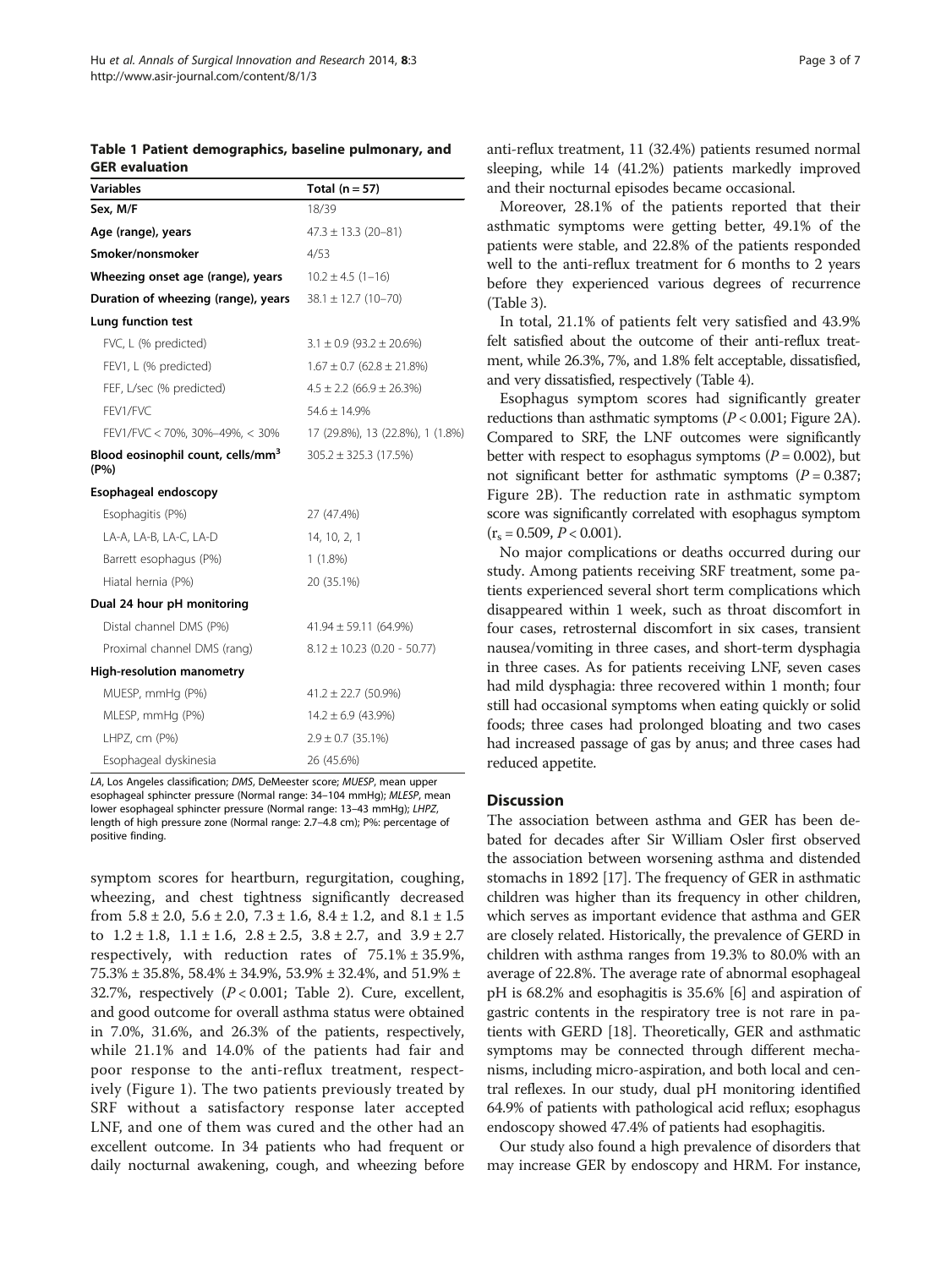**Table 1 Patient demographics, baseline pulmonary, and GER evaluation**

| Variables | Total (n = 57) |
|---|---|
| **Sex, M/F** | 18/39 |
| **Age (range), years** | 47.3 ± 13.3 (20–81) |
| **Smoker/nonsmoker** | 4/53 |
| **Wheezing onset age (range), years** | 10.2 ± 4.5 (1–16) |
| **Duration of wheezing (range), years** | 38.1 ± 12.7 (10–70) |
| **Lung function test** | |
| FVC, L (% predicted) | 3.1 ± 0.9 (93.2 ± 20.6%) |
| FEV1, L (% predicted) | 1.67 ± 0.7 (62.8 ± 21.8%) |
| FEF, L/sec (% predicted) | 4.5 ± 2.2 (66.9 ± 26.3%) |
| FEV1/FVC | 54.6 ± 14.9% |
| FEV1/FVC < 70%, 30%–49%, < 30% | 17 (29.8%), 13 (22.8%), 1 (1.8%) |
| **Blood eosinophil count, cells/mm$^3$ (P%)** | 305.2 ± 325.3 (17.5%) |
| **Esophageal endoscopy** | |
| Esophagitis (P%) | 27 (47.4%) |
| LA-A, LA-B, LA-C, LA-D | 14, 10, 2, 1 |
| Barrett esophagus (P%) | 1 (1.8%) |
| Hiatal hernia (P%) | 20 (35.1%) |
| **Dual 24 hour pH monitoring** | |
| Distal channel DMS (P%) | 41.94 ± 59.11 (64.9%) |
| Proximal channel DMS (rang) | 8.12 ± 10.23 (0.20 - 50.77) |
| **High-resolution manometry** | |
| MUESP, mmHg (P%) | 41.2 ± 22.7 (50.9%) |
| MLESP, mmHg (P%) | 14.2 ± 6.9 (43.9%) |
| LHPZ, cm (P%) | 2.9 ± 0.7 (35.1%) |
| Esophageal dyskinesia | 26 (45.6%) |

*LA*, Los Angeles classification; *DMS*, DeMeester score; *MUESP*, mean upper esophageal sphincter pressure (Normal range: 34–104 mmHg); *MLESP*, mean lower esophageal sphincter pressure (Normal range: 13–43 mmHg); *LHPZ*, length of high pressure zone (Normal range: 2.7–4.8 cm); P%: percentage of positive finding.

symptom scores for heartburn, regurgitation, coughing, wheezing, and chest tightness significantly decreased from 5.8 ± 2.0, 5.6 ± 2.0, 7.3 ± 1.6, 8.4 ± 1.2, and 8.1 ± 1.5 to 1.2 ± 1.8, 1.1 ± 1.6, 2.8 ± 2.5, 3.8 ± 2.7, and 3.9 ± 2.7 respectively, with reduction rates of 75.1% ± 35.9%, 75.3% ± 35.8%, 58.4% ± 34.9%, 53.9% ± 32.4%, and 51.9% ± 32.7%, respectively ($P < 0.001$; Table 2). Cure, excellent, and good outcome for overall asthma status were obtained in 7.0%, 31.6%, and 26.3% of the patients, respectively, while 21.1% and 14.0% of the patients had fair and poor response to the anti-reflux treatment, respectively (Figure 1). The two patients previously treated by SRF without a satisfactory response later accepted LNF, and one of them was cured and the other had an excellent outcome. In 34 patients who had frequent or daily nocturnal awakening, cough, and wheezing before anti-reflux treatment, 11 (32.4%) patients resumed normal sleeping, while 14 (41.2%) patients markedly improved and their nocturnal episodes became occasional.

Moreover, 28.1% of the patients reported that their asthmatic symptoms were getting better, 49.1% of the patients were stable, and 22.8% of the patients responded well to the anti-reflux treatment for 6 months to 2 years before they experienced various degrees of recurrence (Table 3).

In total, 21.1% of patients felt very satisfied and 43.9% felt satisfied about the outcome of their anti-reflux treatment, while 26.3%, 7%, and 1.8% felt acceptable, dissatisfied, and very dissatisfied, respectively (Table 4).

Esophagus symptom scores had significantly greater reductions than asthmatic symptoms ($P < 0.001$; Figure 2A). Compared to SRF, the LNF outcomes were significantly better with respect to esophagus symptoms ($P = 0.002$), but not significant better for asthmatic symptoms ($P = 0.387$; Figure 2B). The reduction rate in asthmatic symptom score was significantly correlated with esophagus symptom ($r_s = 0.509$, $P < 0.001$).

No major complications or deaths occurred during our study. Among patients receiving SRF treatment, some patients experienced several short term complications which disappeared within 1 week, such as throat discomfort in four cases, retrosternal discomfort in six cases, transient nausea/vomiting in three cases, and short-term dysphagia in three cases. As for patients receiving LNF, seven cases had mild dysphagia: three recovered within 1 month; four still had occasional symptoms when eating quickly or solid foods; three cases had prolonged bloating and two cases had increased passage of gas by anus; and three cases had reduced appetite.

## Discussion

The association between asthma and GER has been debated for decades after Sir William Osler first observed the association between worsening asthma and distended stomachs in 1892 [17]. The frequency of GER in asthmatic children was higher than its frequency in other children, which serves as important evidence that asthma and GER are closely related. Historically, the prevalence of GERD in children with asthma ranges from 19.3% to 80.0% with an average of 22.8%. The average rate of abnormal esophageal pH is 68.2% and esophagitis is 35.6% [6] and aspiration of gastric contents in the respiratory tree is not rare in patients with GERD [18]. Theoretically, GER and asthmatic symptoms may be connected through different mechanisms, including micro-aspiration, and both local and central reflexes. In our study, dual pH monitoring identified 64.9% of patients with pathological acid reflux; esophagus endoscopy showed 47.4% of patients had esophagitis.

Our study also found a high prevalence of disorders that may increase GER by endoscopy and HRM. For instance,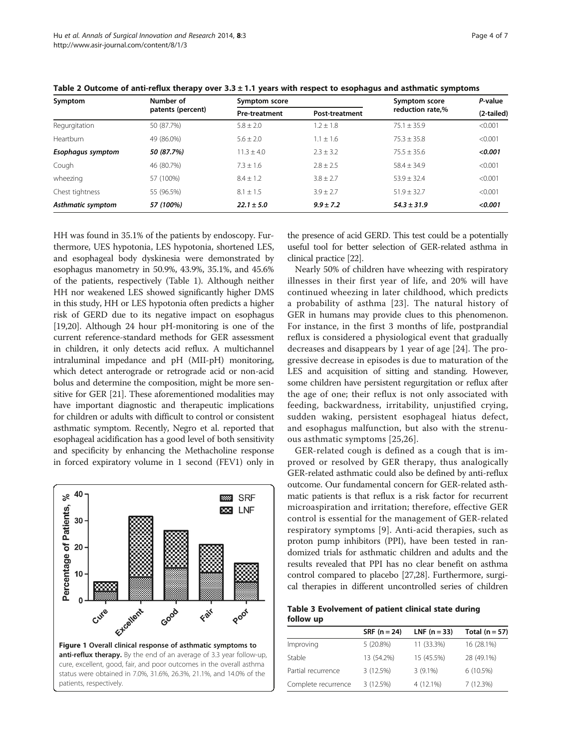**Table 2 Outcome of anti-reflux therapy over 3.3 ± 1.1 years with respect to esophagus and asthmatic symptoms**

| Symptom | Number of patients (percent) | Symptom score | | Symptom score reduction rate,% | *P*-value (2-tailed) |
|---|---|---|---|---|---|
| | | Pre-treatment | Post-treatment | | |
| Regurgitation | 50 (87.7%) | 5.8 ± 2.0 | 1.2 ± 1.8 | 75.1 ± 35.9 | <0.001 |
| Heartburn | 49 (86.0%) | 5.6 ± 2.0 | 1.1 ± 1.6 | 75.3 ± 35.8 | <0.001 |
| ***Esophagus symptom*** | ***50 (87.7%)*** | 11.3 ± 4.0 | 2.3 ± 3.2 | 75.5 ± 35.6 | ***<0.001*** |
| Cough | 46 (80.7%) | 7.3 ± 1.6 | 2.8 ± 2.5 | 58.4 ± 34.9 | <0.001 |
| wheezing | 57 (100%) | 8.4 ± 1.2 | 3.8 ± 2.7 | 53.9 ± 32.4 | <0.001 |
| Chest tightness | 55 (96.5%) | 8.1 ± 1.5 | 3.9 ± 2.7 | 51.9 ± 32.7 | <0.001 |
| ***Asthmatic symptom*** | ***57 (100%)*** | ***22.1 ± 5.0*** | ***9.9 ± 7.2*** | ***54.3 ± 31.9*** | ***<0.001*** |

HH was found in 35.1% of the patients by endoscopy. Furthermore, UES hypotonia, LES hypotonia, shortened LES, and esophageal body dyskinesia were demonstrated by esophagus manometry in 50.9%, 43.9%, 35.1%, and 45.6% of the patients, respectively (Table 1). Although neither HH nor weakened LES showed significantly higher DMS in this study, HH or LES hypotonia often predicts a higher risk of GERD due to its negative impact on esophagus [19,20]. Although 24 hour pH-monitoring is one of the current reference-standard methods for GER assessment in children, it only detects acid reflux. A multichannel intraluminal impedance and pH (MII-pH) monitoring, which detect anterograde or retrograde acid or non-acid bolus and determine the composition, might be more sensitive for GER [21]. These aforementioned modalities may have important diagnostic and therapeutic implications for children or adults with difficult to control or consistent asthmatic symptom. Recently, Negro et al. reported that esophageal acidification has a good level of both sensitivity and specificity by enhancing the Methacholine response in forced expiratory volume in 1 second (FEV1) only in the presence of acid GERD. This test could be a potentially useful tool for better selection of GER-related asthma in clinical practice [22].

**Figure 1 Overall clinical response of asthmatic symptoms to anti-reflux therapy.** By the end of an average of 3.3 year follow-up, cure, excellent, good, fair, and poor outcomes in the overall asthma status were obtained in 7.0%, 31.6%, 26.3%, 21.1%, and 14.0% of the patients, respectively.

Nearly 50% of children have wheezing with respiratory illnesses in their first year of life, and 20% will have continued wheezing in later childhood, which predicts a probability of asthma [23]. The natural history of GER in humans may provide clues to this phenomenon. For instance, in the first 3 months of life, postprandial reflux is considered a physiological event that gradually decreases and disappears by 1 year of age [24]. The progressive decrease in episodes is due to maturation of the LES and acquisition of sitting and standing. However, some children have persistent regurgitation or reflux after the age of one; their reflux is not only associated with feeding, backwardness, irritability, unjustified crying, sudden waking, persistent esophageal hiatus defect, and esophagus malfunction, but also with the strenuous asthmatic symptoms [25,26].

GER-related cough is defined as a cough that is improved or resolved by GER therapy, thus analogically GER-related asthmatic could also be defined by anti-reflux outcome. Our fundamental concern for GER-related asthmatic patients is that reflux is a risk factor for recurrent microaspiration and irritation; therefore, effective GER control is essential for the management of GER-related respiratory symptoms [9]. Anti-acid therapies, such as proton pump inhibitors (PPI), have been tested in randomized trials for asthmatic children and adults and the results revealed that PPI has no clear benefit on asthma control compared to placebo [27,28]. Furthermore, surgical therapies in different uncontrolled series of children

**Table 3 Evolvement of patient clinical state during follow up**

| | SRF (n = 24) | LNF (n = 33) | Total (n = 57) |
|---|---|---|---|
| Improving | 5 (20.8%) | 11 (33.3%) | 16 (28.1%) |
| Stable | 13 (54.2%) | 15 (45.5%) | 28 (49.1%) |
| Partial recurrence | 3 (12.5%) | 3 (9.1%) | 6 (10.5%) |
| Complete recurrence | 3 (12.5%) | 4 (12.1%) | 7 (12.3%) |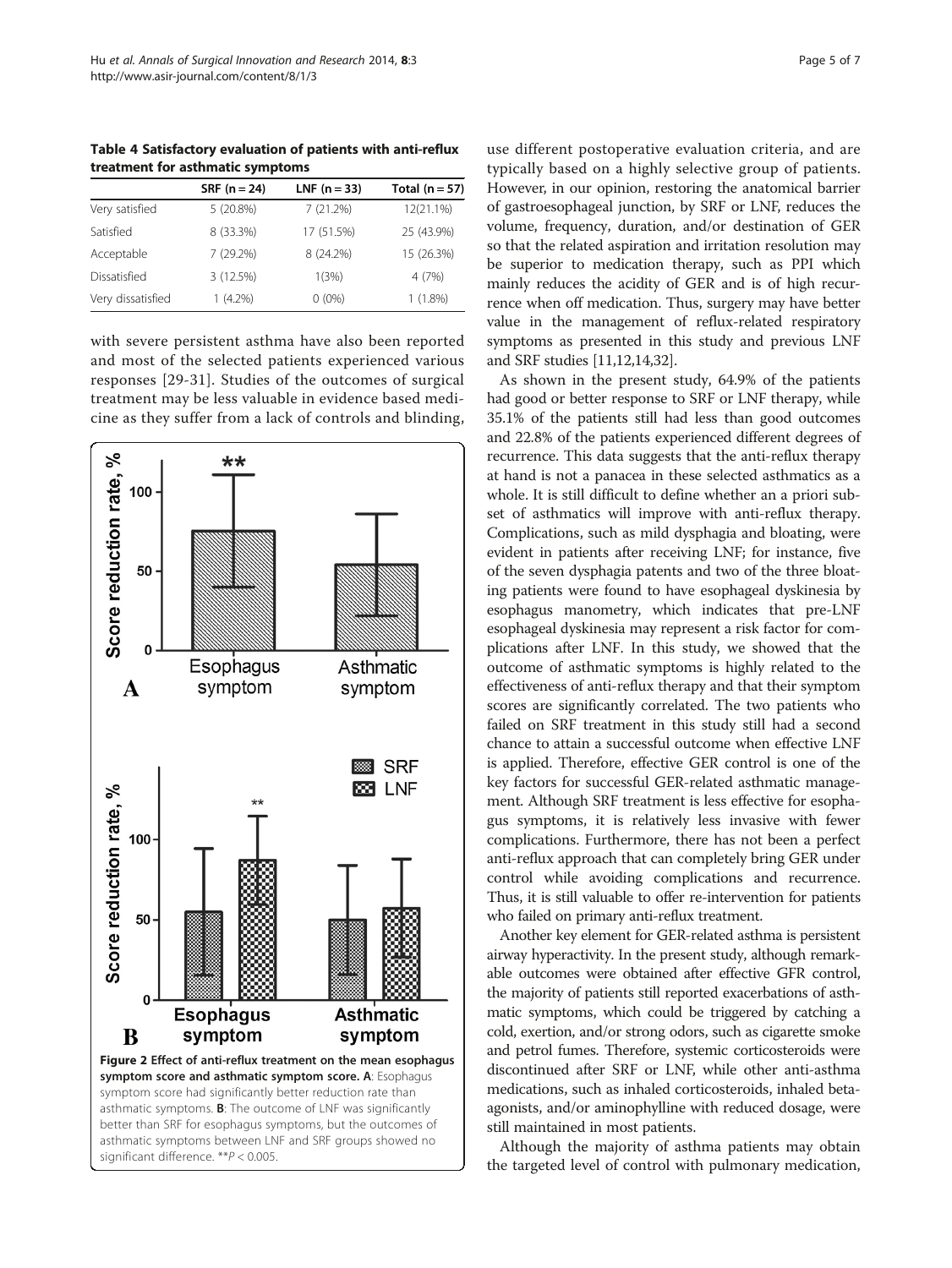**Table 4 Satisfactory evaluation of patients with anti-reflux treatment for asthmatic symptoms**

| | SRF (n = 24) | LNF (n = 33) | Total (n = 57) |
|---|---|---|---|
| Very satisfied | 5 (20.8%) | 7 (21.2%) | 12(21.1%) |
| Satisfied | 8 (33.3%) | 17 (51.5%) | 25 (43.9%) |
| Acceptable | 7 (29.2%) | 8 (24.2%) | 15 (26.3%) |
| Dissatisfied | 3 (12.5%) | 1(3%) | 4 (7%) |
| Very dissatisfied | 1 (4.2%) | 0 (0%) | 1 (1.8%) |

with severe persistent asthma have also been reported and most of the selected patients experienced various responses [29-31]. Studies of the outcomes of surgical treatment may be less valuable in evidence based medicine as they suffer from a lack of controls and blinding, use different postoperative evaluation criteria, and are typically based on a highly selective group of patients. However, in our opinion, restoring the anatomical barrier of gastroesophageal junction, by SRF or LNF, reduces the volume, frequency, duration, and/or destination of GER so that the related aspiration and irritation resolution may be superior to medication therapy, such as PPI which mainly reduces the acidity of GER and is of high recurrence when off medication. Thus, surgery may have better value in the management of reflux-related respiratory symptoms as presented in this study and previous LNF and SRF studies [11,12,14,32].

A
Score reduction rate, %
100
50
0
**
Esophagus symptom
Asthmatic symptom

B
Score reduction rate, %
100
50
0
SRF
LNF
**
Esophagus symptom
Asthmatic symptom

**Figure 2 Effect of anti-reflux treatment on the mean esophagus symptom score and asthmatic symptom score. A**: Esophagus symptom score had significantly better reduction rate than asthmatic symptoms. **B**: The outcome of LNF was significantly better than SRF for esophagus symptoms, but the outcomes of asthmatic symptoms between LNF and SRF groups showed no significant difference. $^{**}P < 0.005$.

As shown in the present study, 64.9% of the patients had good or better response to SRF or LNF therapy, while 35.1% of the patients still had less than good outcomes and 22.8% of the patients experienced different degrees of recurrence. This data suggests that the anti-reflux therapy at hand is not a panacea in these selected asthmatics as a whole. It is still difficult to define whether an a priori subset of asthmatics will improve with anti-reflux therapy. Complications, such as mild dysphagia and bloating, were evident in patients after receiving LNF; for instance, five of the seven dysphagia patents and two of the three bloating patients were found to have esophageal dyskinesia by esophagus manometry, which indicates that pre-LNF esophageal dyskinesia may represent a risk factor for complications after LNF. In this study, we showed that the outcome of asthmatic symptoms is highly related to the effectiveness of anti-reflux therapy and that their symptom scores are significantly correlated. The two patients who failed on SRF treatment in this study still had a second chance to attain a successful outcome when effective LNF is applied. Therefore, effective GER control is one of the key factors for successful GER-related asthmatic management. Although SRF treatment is less effective for esophagus symptoms, it is relatively less invasive with fewer complications. Furthermore, there has not been a perfect anti-reflux approach that can completely bring GER under control while avoiding complications and recurrence. Thus, it is still valuable to offer re-intervention for patients who failed on primary anti-reflux treatment.

Another key element for GER-related asthma is persistent airway hyperactivity. In the present study, although remarkable outcomes were obtained after effective GFR control, the majority of patients still reported exacerbations of asthmatic symptoms, which could be triggered by catching a cold, exertion, and/or strong odors, such as cigarette smoke and petrol fumes. Therefore, systemic corticosteroids were discontinued after SRF or LNF, while other anti-asthma medications, such as inhaled corticosteroids, inhaled beta-agonists, and/or aminophylline with reduced dosage, were still maintained in most patients.

Although the majority of asthma patients may obtain the targeted level of control with pulmonary medication,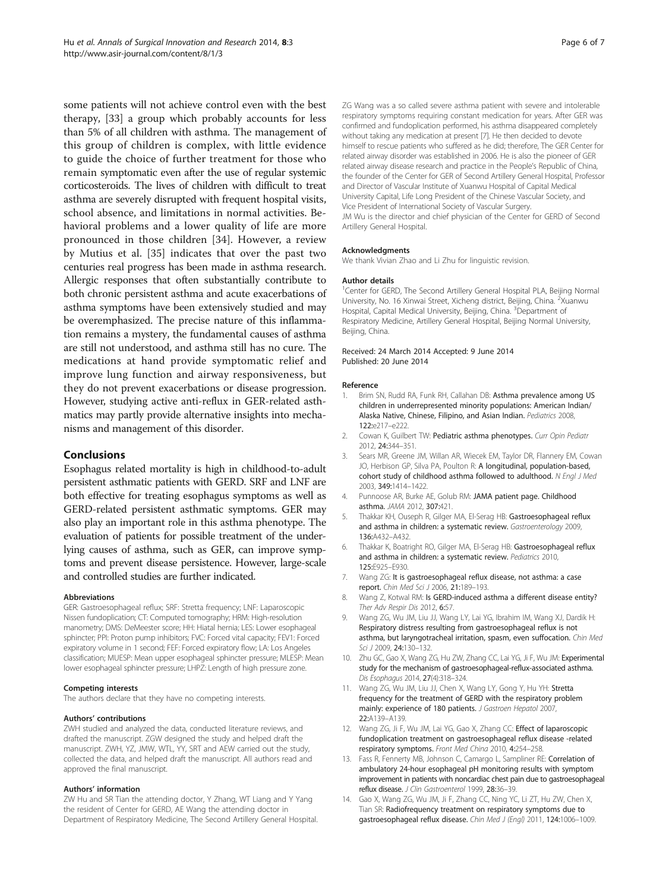some patients will not achieve control even with the best therapy, [33] a group which probably accounts for less than 5% of all children with asthma. The management of this group of children is complex, with little evidence to guide the choice of further treatment for those who remain symptomatic even after the use of regular systemic corticosteroids. The lives of children with difficult to treat asthma are severely disrupted with frequent hospital visits, school absence, and limitations in normal activities. Behavioral problems and a lower quality of life are more pronounced in those children [34]. However, a review by Mutius et al. [35] indicates that over the past two centuries real progress has been made in asthma research. Allergic responses that often substantially contribute to both chronic persistent asthma and acute exacerbations of asthma symptoms have been extensively studied and may be overemphasized. The precise nature of this inflammation remains a mystery, the fundamental causes of asthma are still not understood, and asthma still has no cure. The medications at hand provide symptomatic relief and improve lung function and airway responsiveness, but they do not prevent exacerbations or disease progression. However, studying active anti-reflux in GER-related asthmatics may partly provide alternative insights into mechanisms and management of this disorder.

## Conclusions

Esophagus related mortality is high in childhood-to-adult persistent asthmatic patients with GERD. SRF and LNF are both effective for treating esophagus symptoms as well as GERD-related persistent asthmatic symptoms. GER may also play an important role in this asthma phenotype. The evaluation of patients for possible treatment of the underlying causes of asthma, such as GER, can improve symptoms and prevent disease persistence. However, large-scale and controlled studies are further indicated.

#### Abbreviations

GER: Gastroesophageal reflux; SRF: Stretta frequency; LNF: Laparoscopic Nissen fundoplication; CT: Computed tomography; HRM: High-resolution manometry; DMS: DeMeester score; HH: Hiatal hernia; LES: Lower esophageal sphincter; PPI: Proton pump inhibitors; FVC: Forced vital capacity; FEV1: Forced expiratory volume in 1 second; FEF: Forced expiratory flow; LA: Los Angeles classification; MUESP: Mean upper esophageal sphincter pressure; MLESP: Mean lower esophageal sphincter pressure; LHPZ: Length of high pressure zone.

#### Competing interests

The authors declare that they have no competing interests.

#### Authors' contributions

ZWH studied and analyzed the data, conducted literature reviews, and drafted the manuscript. ZGW designed the study and helped draft the manuscript. ZWH, YZ, JMW, WTL, YY, SRT and AEW carried out the study, collected the data, and helped draft the manuscript. All authors read and approved the final manuscript.

#### Authors' information

ZW Hu and SR Tian the attending doctor, Y Zhang, WT Liang and Y Yang the resident of Center for GERD, AE Wang the attending doctor in Department of Respiratory Medicine, The Second Artillery General Hospital. ZG Wang was a so called severe asthma patient with severe and intolerable respiratory symptoms requiring constant medication for years. After GER was confirmed and fundoplication performed, his asthma disappeared completely without taking any medication at present [7]. He then decided to devote himself to rescue patients who suffered as he did; therefore, The GER Center for related airway disorder was established in 2006. He is also the pioneer of GER related airway disease research and practice in the People's Republic of China, the founder of the Center for GER of Second Artillery General Hospital, Professor and Director of Vascular Institute of Xuanwu Hospital of Capital Medical University Capital, Life Long President of the Chinese Vascular Society, and Vice President of International Society of Vascular Surgery.
JM Wu is the director and chief physician of the Center for GERD of Second Artillery General Hospital.

#### Acknowledgments

We thank Vivian Zhao and Li Zhu for linguistic revision.

#### Author details

[1]Center for GERD, The Second Artillery General Hospital PLA, Beijing Normal University, No. 16 Xinwai Street, Xicheng district, Beijing, China. [2]Xuanwu Hospital, Capital Medical University, Beijing, China. [3]Department of Respiratory Medicine, Artillery General Hospital, Beijing Normal University, Beijing, China.

Received: 24 March 2014 Accepted: 9 June 2014
Published: 20 June 2014

#### Reference

1. Brim SN, Rudd RA, Funk RH, Callahan DB: **Asthma prevalence among US children in underrepresented minority populations: American Indian/ Alaska Native, Chinese, Filipino, and Asian Indian.** *Pediatrics* 2008, **122:**e217–e222.
2. Cowan K, Guilbert TW: **Pediatric asthma phenotypes.** *Curr Opin Pediatr* 2012, **24:**344–351.
3. Sears MR, Greene JM, Willan AR, Wiecek EM, Taylor DR, Flannery EM, Cowan JO, Herbison GP, Silva PA, Poulton R: **A longitudinal, population-based, cohort study of childhood asthma followed to adulthood.** *N Engl J Med* 2003, **349:**1414–1422.
4. Punnoose AR, Burke AE, Golub RM: **JAMA patient page. Childhood asthma.** *JAMA* 2012, **307:**421.
5. Thakkar KH, Ouseph R, Gilger MA, El-Serag HB: **Gastroesophageal reflux and asthma in children: a systematic review.** *Gastroenterology* 2009, **136:**A432–A432.
6. Thakkar K, Boatright RO, Gilger MA, El-Serag HB: **Gastroesophageal reflux and asthma in children: a systematic review.** *Pediatrics* 2010, **125:**E925–E930.
7. Wang ZG: **It is gastroesophageal reflux disease, not asthma: a case report.** *Chin Med Sci J* 2006, **21:**189–193.
8. Wang Z, Kotwal RM: **Is GERD-induced asthma a different disease entity?** *Ther Adv Respir Dis* 2012, **6:**57.
9. Wang ZG, Wu JM, Liu JJ, Wang LY, Lai YG, Ibrahim IM, Wang XJ, Dardik H: **Respiratory distress resulting from gastroesophageal reflux is not asthma, but laryngotracheal irritation, spasm, even suffocation.** *Chin Med Sci J* 2009, **24:**130–132.
10. Zhu GC, Gao X, Wang ZG, Hu ZW, Zhang CC, Lai YG, Ji F, Wu JM: **Experimental study for the mechanism of gastroesophageal-reflux-associated asthma.** *Dis Esophagus* 2014, **27**(4):318–324.
11. Wang ZG, Wu JM, Liu JJ, Chen X, Wang LY, Gong Y, Hu YH: **Stretta frequency for the treatment of GERD with the respiratory problem mainly: experience of 180 patients.** *J Gastroen Hepatol* 2007, **22:**A139–A139.
12. Wang ZG, Ji F, Wu JM, Lai YG, Gao X, Zhang CC: **Effect of laparoscopic fundoplication treatment on gastroesophageal reflux disease -related respiratory symptoms.** *Front Med China* 2010, **4:**254–258.
13. Fass R, Fennerty MB, Johnson C, Camargo L, Sampliner RE: **Correlation of ambulatory 24-hour esophageal pH monitoring results with symptom improvement in patients with noncardiac chest pain due to gastroesophageal reflux disease.** *J Clin Gastroenterol* 1999, **28:**36–39.
14. Gao X, Wang ZG, Wu JM, Ji F, Zhang CC, Ning YC, Li ZT, Hu ZW, Chen X, Tian SR: **Radiofrequency treatment on respiratory symptoms due to gastroesophageal reflux disease.** *Chin Med J (Engl)* 2011, **124:**1006–1009.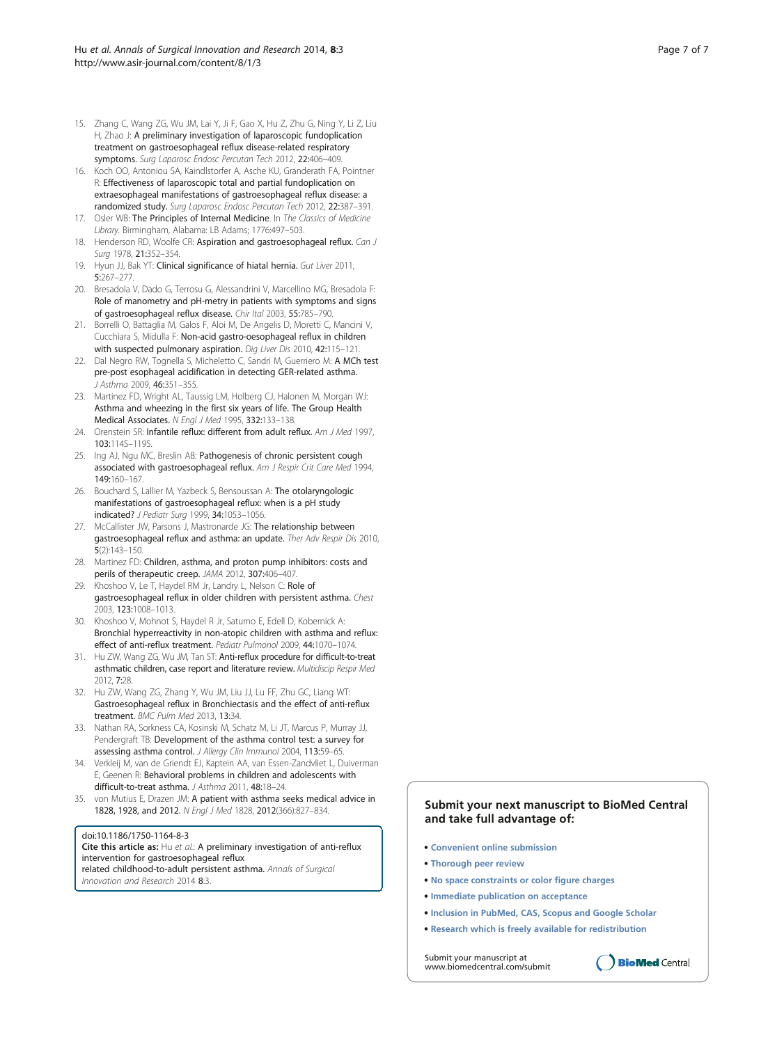15. Zhang C, Wang ZG, Wu JM, Lai Y, Ji F, Gao X, Hu Z, Zhu G, Ning Y, Li Z, Liu H, Zhao J: **A preliminary investigation of laparoscopic fundoplication treatment on gastroesophageal reflux disease-related respiratory symptoms.** *Surg Laparosc Endosc Percutan Tech* 2012, **22:**406–409.
16. Koch OO, Antoniou SA, Kaindlstorfer A, Asche KU, Granderath FA, Pointner R: **Effectiveness of laparoscopic total and partial fundoplication on extraesophageal manifestations of gastroesophageal reflux disease: a randomized study.** *Surg Laparosc Endosc Percutan Tech* 2012, **22:**387–391.
17. Osler WB: **The Principles of Internal Medicine**. In *The Classics of Medicine Library.* Birmingham, Alabama: LB Adams; 1776:497–503.
18. Henderson RD, Woolfe CR: **Aspiration and gastroesophageal reflux.** *Can J Surg* 1978, **21:**352–354.
19. Hyun JJ, Bak YT: **Clinical significance of hiatal hernia.** *Gut Liver* 2011, **5:**267–277.
20. Bresadola V, Dado G, Terrosu G, Alessandrini V, Marcellino MG, Bresadola F: **Role of manometry and pH-metry in patients with symptoms and signs of gastroesophageal reflux disease.** *Chir Ital* 2003, **55:**785–790.
21. Borrelli O, Battaglia M, Galos F, Aloi M, De Angelis D, Moretti C, Mancini V, Cucchiara S, Midulla F: **Non-acid gastro-oesophageal reflux in children with suspected pulmonary aspiration.** *Dig Liver Dis* 2010, **42:**115–121.
22. Dal Negro RW, Tognella S, Micheletto C, Sandri M, Guerriero M: **A MCh test pre-post esophageal acidification in detecting GER-related asthma.** *J Asthma* 2009, **46:**351–355.
23. Martinez FD, Wright AL, Taussig LM, Holberg CJ, Halonen M, Morgan WJ: **Asthma and wheezing in the first six years of life. The Group Health Medical Associates.** *N Engl J Med* 1995, **332:**133–138.
24. Orenstein SR: **Infantile reflux: different from adult reflux.** *Am J Med* 1997, **103:**114S–119S.
25. Ing AJ, Ngu MC, Breslin AB: **Pathogenesis of chronic persistent cough associated with gastroesophageal reflux.** *Am J Respir Crit Care Med* 1994, **149:**160–167.
26. Bouchard S, Lallier M, Yazbeck S, Bensoussan A: **The otolaryngologic manifestations of gastroesophageal reflux: when is a pH study indicated?** *J Pediatr Surg* 1999, **34:**1053–1056.
27. McCallister JW, Parsons J, Mastronarde JG: **The relationship between gastroesophageal reflux and asthma: an update.** *Ther Adv Respir Dis* 2010, **5**(2):143–150.
28. Martinez FD: **Children, asthma, and proton pump inhibitors: costs and perils of therapeutic creep.** *JAMA* 2012, **307:**406–407.
29. Khoshoo V, Le T, Haydel RM Jr, Landry L, Nelson C: **Role of gastroesophageal reflux in older children with persistent asthma.** *Chest* 2003, **123:**1008–1013.
30. Khoshoo V, Mohnot S, Haydel R Jr, Saturno E, Edell D, Kobernick A: **Bronchial hyperreactivity in non-atopic children with asthma and reflux: effect of anti-reflux treatment.** *Pediatr Pulmonol* 2009, **44:**1070–1074.
31. Hu ZW, Wang ZG, Wu JM, Tan ST: **Anti-reflux procedure for difficult-to-treat asthmatic children, case report and literature review.** *Multidiscip Respir Med* 2012, **7:**28.
32. Hu ZW, Wang ZG, Zhang Y, Wu JM, Liu JJ, Lu FF, Zhu GC, Liang WT: **Gastroesophageal reflux in Bronchiectasis and the effect of anti-reflux treatment.** *BMC Pulm Med* 2013, **13:**34.
33. Nathan RA, Sorkness CA, Kosinski M, Schatz M, Li JT, Marcus P, Murray JJ, Pendergraft TB: **Development of the asthma control test: a survey for assessing asthma control.** *J Allergy Clin Immunol* 2004, **113:**59–65.
34. Verkleij M, van de Griendt EJ, Kaptein AA, van Essen-Zandvliet L, Duiverman E, Geenen R: **Behavioral problems in children and adolescents with difficult-to-treat asthma.** *J Asthma* 2011, **48:**18–24.
35. von Mutius E, Drazen JM: **A patient with asthma seeks medical advice in 1828, 1928, and 2012.** *N Engl J Med* 1828, **2012**(366):827–834.

doi:10.1186/1750-1164-8-3

**Cite this article as:** Hu *et al.*: A preliminary investigation of anti-reflux intervention for gastroesophageal reflux related childhood-to-adult persistent asthma. *Annals of Surgical Innovation and Research* 2014 **8**:3.

**Submit your next manuscript to BioMed Central and take full advantage of:**

- **Convenient online submission**
- **Thorough peer review**
- **No space constraints or color figure charges**
- **Immediate publication on acceptance**
- **Inclusion in PubMed, CAS, Scopus and Google Scholar**
- **Research which is freely available for redistribution**

Submit your manuscript at
www.biomedcentral.com/submit

BioMed Central